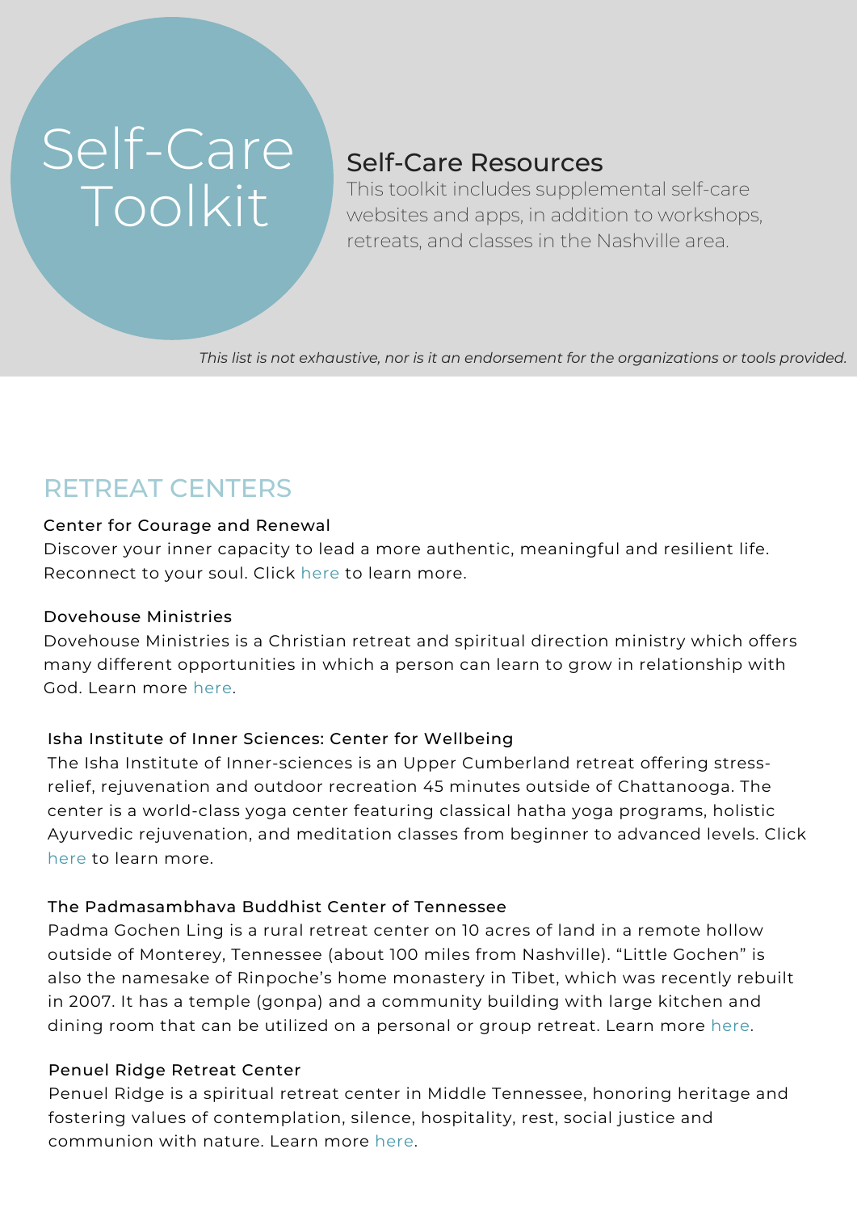# Self-Care Toolkit

## Self-Care Resources

This toolkit includes supplemental self-care websites and apps, in addition to workshops, retreats, and classes in the Nashville area.

*This list is not exhaustive, nor is it an endorsement for the organizations or tools provided.*

## RETREAT CENTERS

### Center for Courage and Renewal

Discover your inner capacity to lead a more authentic, meaningful and resilient life. Reconnect to your soul. Click here to learn more.

### Dovehouse Ministries

Dovehouse Ministries is a Christian retreat and spiritual direction ministry which offers many different opportunities in which a person can learn to grow in relationship with God. Learn more here.

### Isha Institute of Inner Sciences: Center for Wellbeing

The Isha Institute of Inner-sciences is an Upper Cumberland retreat offering stress-relief, rejuvenation and outdoor recreation 45 minutes outside of Chattanooga. The center is a world-class yoga center featuring classical hatha yoga programs, holistic Ayurvedic rejuvenation, and meditation classes from beginner to advanced levels. Click here to learn more.

### The Padmasambhava Buddhist Center of Tennessee

Padma Gochen Ling is a rural retreat center on 10 acres of land in a remote hollow outside of Monterey, Tennessee (about 100 miles from Nashville). "Little Gochen" is also the namesake of Rinpoche's home monastery in Tibet, which was recently rebuilt in 2007. It has a temple (gonpa) and a community building with large kitchen and dining room that can be utilized on a personal or group retreat. Learn more here.

### Penuel Ridge Retreat Center

Penuel Ridge is a spiritual retreat center in Middle Tennessee, honoring heritage and fostering values of contemplation, silence, hospitality, rest, social justice and communion with nature. Learn more here.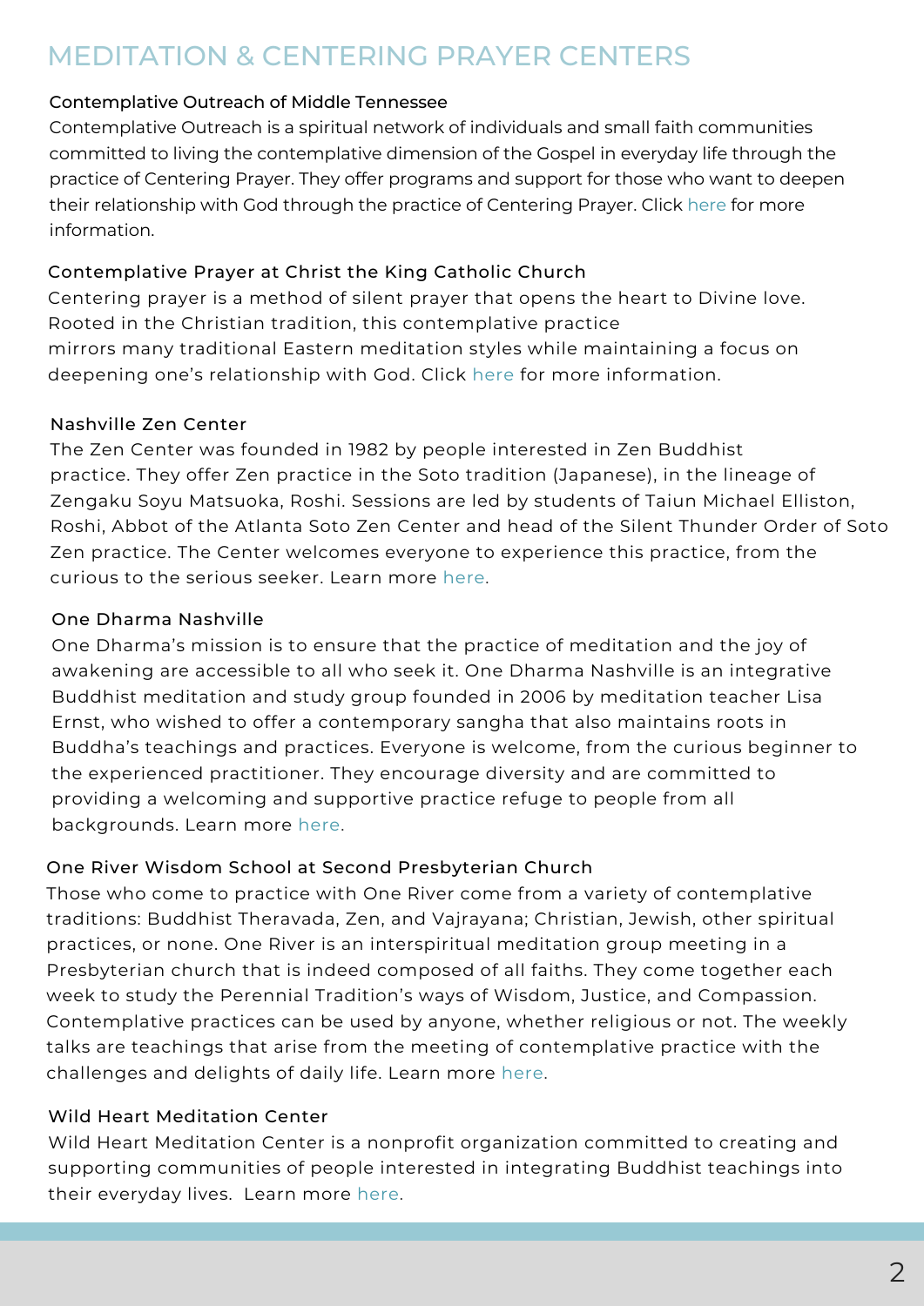# MEDITATION & CENTERING PRAYER CENTERS

### Contemplative Outreach of Middle Tennessee

Contemplative Outreach is a spiritual network of individuals and small faith communities committed to living the contemplative dimension of the Gospel in everyday life through the practice of Centering Prayer. They offer programs and support for those who want to deepen their relationship with God through the practice of Centering Prayer. Click here for more information.

### Contemplative Prayer at Christ the King Catholic Church

Centering prayer is a method of silent prayer that opens the heart to Divine love. Rooted in the Christian tradition, this contemplative practice mirrors many traditional Eastern meditation styles while maintaining a focus on deepening one's relationship with God. Click here for more information.

### Nashville Zen Center

The Zen Center was founded in 1982 by people interested in Zen Buddhist practice. They offer Zen practice in the Soto tradition (Japanese), in the lineage of Zengaku Soyu Matsuoka, Roshi. Sessions are led by students of Taiun Michael Elliston, Roshi, Abbot of the Atlanta Soto Zen Center and head of the Silent Thunder Order of Soto Zen practice. The Center welcomes everyone to experience this practice, from the curious to the serious seeker. Learn more here.

### One Dharma Nashville

One Dharma's mission is to ensure that the practice of meditation and the joy of awakening are accessible to all who seek it. One Dharma Nashville is an integrative Buddhist meditation and study group founded in 2006 by meditation teacher Lisa Ernst, who wished to offer a contemporary sangha that also maintains roots in Buddha's teachings and practices. Everyone is welcome, from the curious beginner to the experienced practitioner. They encourage diversity and are committed to providing a welcoming and supportive practice refuge to people from all backgrounds. Learn more here.

### One River Wisdom School at Second Presbyterian Church

Those who come to practice with One River come from a variety of contemplative traditions: Buddhist Theravada, Zen, and Vajrayana; Christian, Jewish, other spiritual practices, or none. One River is an interspiritual meditation group meeting in a Presbyterian church that is indeed composed of all faiths. They come together each week to study the Perennial Tradition's ways of Wisdom, Justice, and Compassion. Contemplative practices can be used by anyone, whether religious or not. The weekly talks are teachings that arise from the meeting of contemplative practice with the challenges and delights of daily life. Learn more here.

### Wild Heart Meditation Center

Wild Heart Meditation Center is a nonprofit organization committed to creating and supporting communities of people interested in integrating Buddhist teachings into their everyday lives. Learn more here.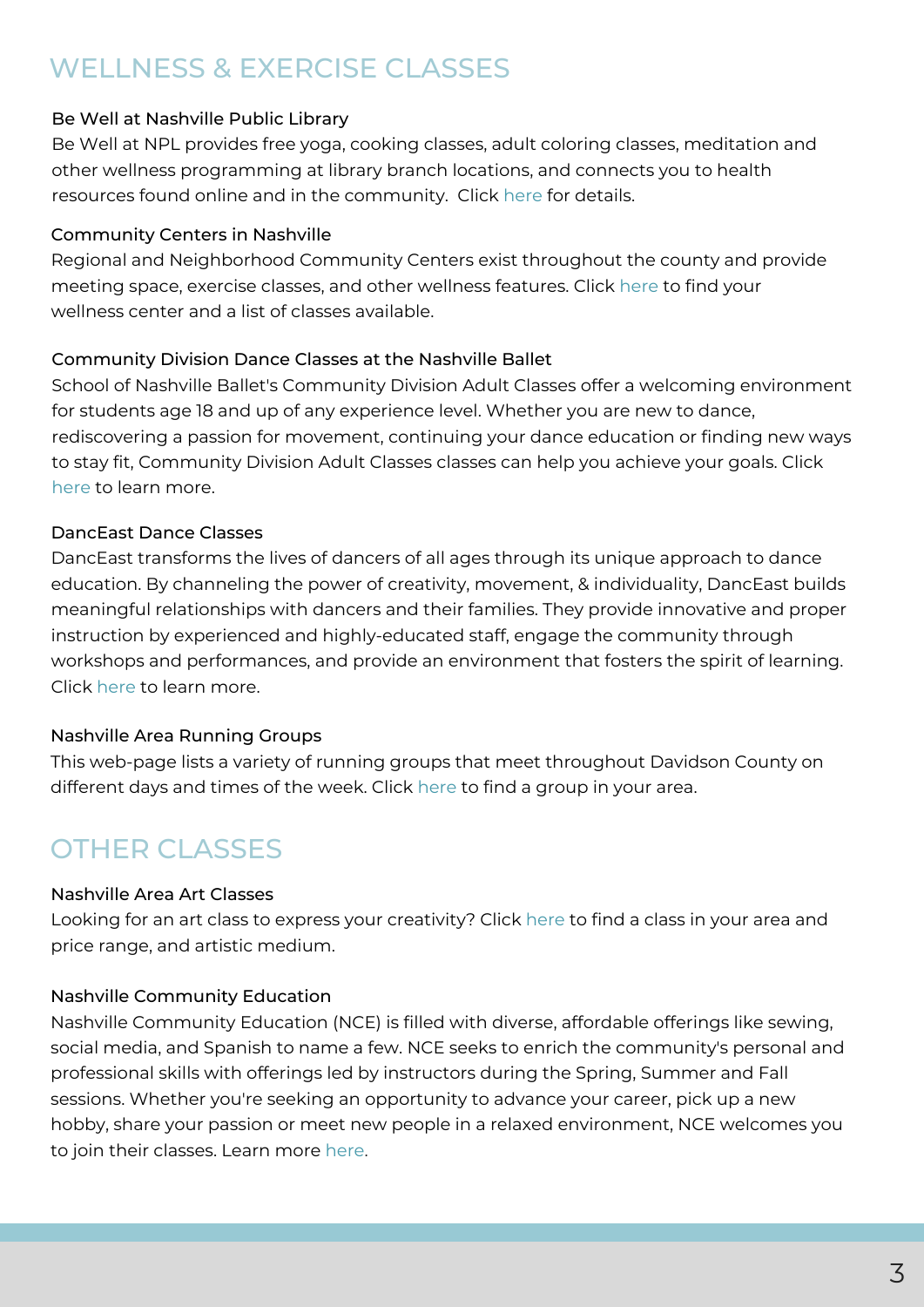## WELLNESS & EXERCISE CLASSES

### Be Well at Nashville Public Library

Be Well at NPL provides free yoga, cooking classes, adult coloring classes, meditation and other wellness programming at library branch locations, and connects you to health resources found online and in the community. Click here for details.

### Community Centers in Nashville

Regional and Neighborhood Community Centers exist throughout the county and provide meeting space, exercise classes, and other wellness features. Click here to find your wellness center and a list of classes available.

### Community Division Dance Classes at the Nashville Ballet

School of Nashville Ballet's Community Division Adult Classes offer a welcoming environment for students age 18 and up of any experience level. Whether you are new to dance, rediscovering a passion for movement, continuing your dance education or finding new ways to stay fit, Community Division Adult Classes classes can help you achieve your goals. Click here to learn more.

### DancEast Dance Classes

DancEast transforms the lives of dancers of all ages through its unique approach to dance education. By channeling the power of creativity, movement, & individuality, DancEast builds meaningful relationships with dancers and their families. They provide innovative and proper instruction by experienced and highly-educated staff, engage the community through workshops and performances, and provide an environment that fosters the spirit of learning. Click here to learn more.

### Nashville Area Running Groups

This web-page lists a variety of running groups that meet throughout Davidson County on different days and times of the week. Click here to find a group in your area.

## OTHER CLASSES

### Nashville Area Art Classes

Looking for an art class to express your creativity? Click here to find a class in your area and price range, and artistic medium.

### Nashville Community Education

Nashville Community Education (NCE) is filled with diverse, affordable offerings like sewing, social media, and Spanish to name a few. NCE seeks to enrich the community's personal and professional skills with offerings led by instructors during the Spring, Summer and Fall sessions. Whether you're seeking an opportunity to advance your career, pick up a new hobby, share your passion or meet new people in a relaxed environment, NCE welcomes you to join their classes. Learn more here.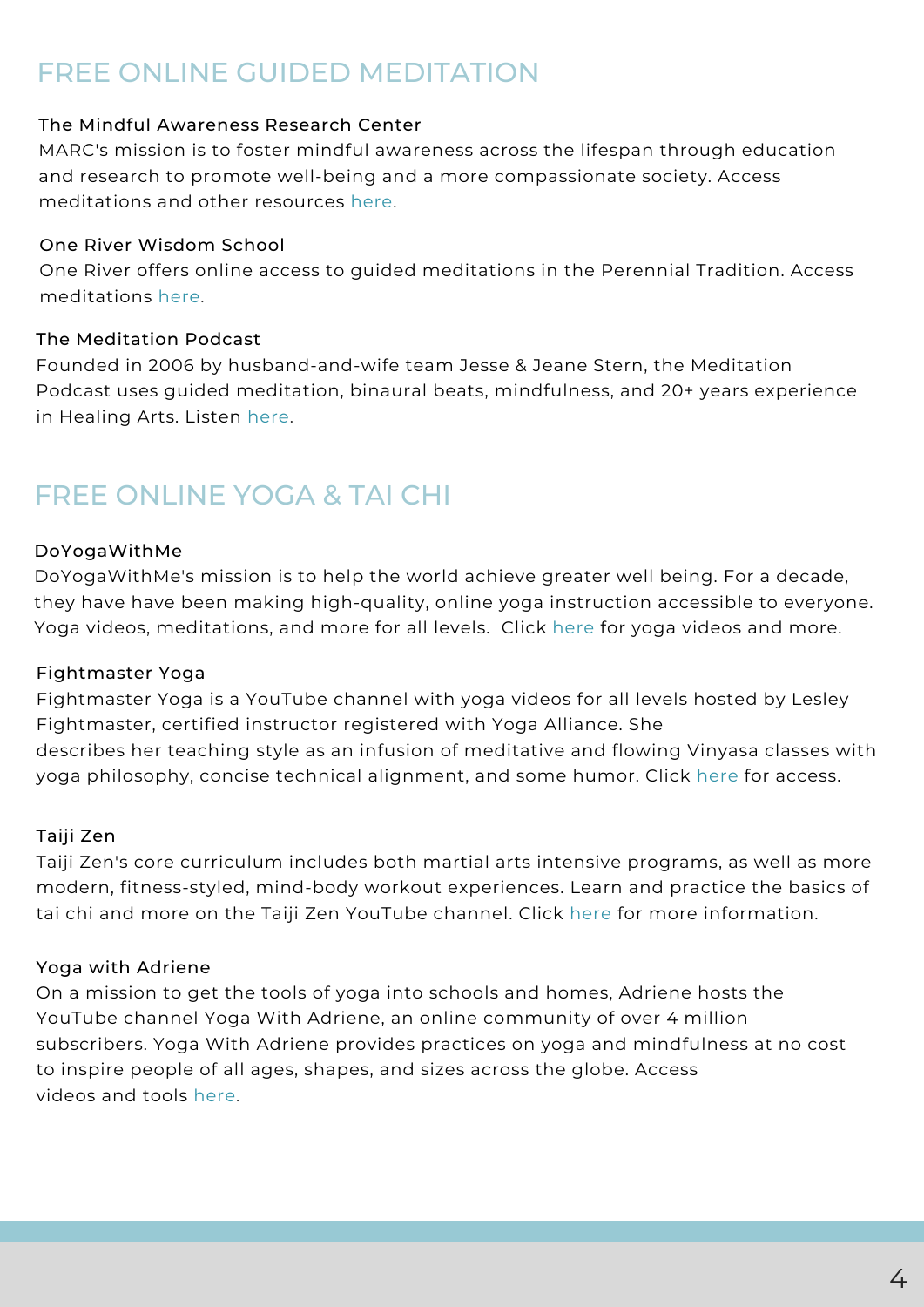## FREE ONLINE GUIDED MEDITATION

### The Mindful Awareness Research Center

MARC's mission is to foster mindful awareness across the lifespan through education and research to promote well-being and a more compassionate society. Access meditations and other resources here.

### One River Wisdom School

One River offers online access to guided meditations in the Perennial Tradition. Access meditations here.

### The Meditation Podcast

Founded in 2006 by husband-and-wife team Jesse & Jeane Stern, the Meditation Podcast uses guided meditation, binaural beats, mindfulness, and 20+ years experience in Healing Arts. Listen here.

## FREE ONLINE YOGA & TAI CHI

### DoYogaWithMe

DoYogaWithMe's mission is to help the world achieve greater well being. For a decade, they have have been making high-quality, online yoga instruction accessible to everyone. Yoga videos, meditations, and more for all levels. Click here for yoga videos and more.

### Fightmaster Yoga

Fightmaster Yoga is a YouTube channel with yoga videos for all levels hosted by Lesley Fightmaster, certified instructor registered with Yoga Alliance. She describes her teaching style as an infusion of meditative and flowing Vinyasa classes with yoga philosophy, concise technical alignment, and some humor. Click here for access.

### Taiji Zen

Taiji Zen's core curriculum includes both martial arts intensive programs, as well as more modern, fitness-styled, mind-body workout experiences. Learn and practice the basics of tai chi and more on the Taiji Zen YouTube channel. Click here for more information.

### Yoga with Adriene

On a mission to get the tools of yoga into schools and homes, Adriene hosts the YouTube channel Yoga With Adriene, an online community of over 4 million subscribers. Yoga With Adriene provides practices on yoga and mindfulness at no cost to inspire people of all ages, shapes, and sizes across the globe. Access videos and tools here.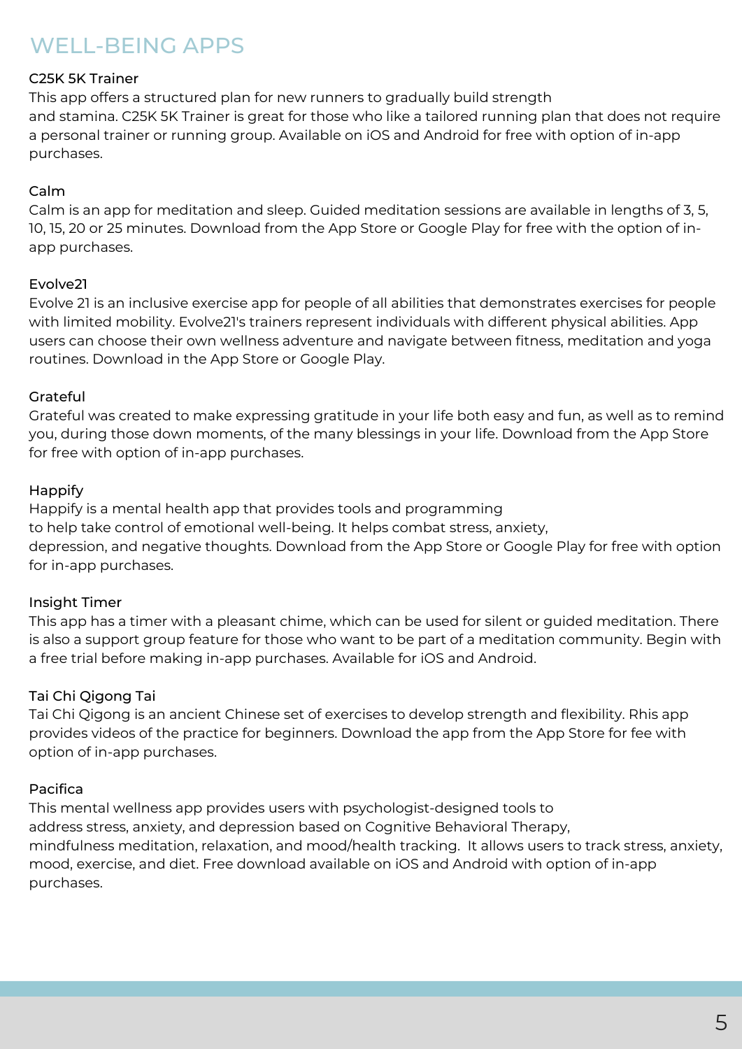# WELL-BEING APPS

### C25K 5K Trainer

This app offers a structured plan for new runners to gradually build strength and stamina. C25K 5K Trainer is great for those who like a tailored running plan that does not require a personal trainer or running group. Available on iOS and Android for free with option of in-app purchases.

### Calm

Calm is an app for meditation and sleep. Guided meditation sessions are available in lengths of 3, 5, 10, 15, 20 or 25 minutes. Download from the App Store or Google Play for free with the option of in-app purchases.

### Evolve21

Evolve 21 is an inclusive exercise app for people of all abilities that demonstrates exercises for people with limited mobility. Evolve21's trainers represent individuals with different physical abilities. App users can choose their own wellness adventure and navigate between fitness, meditation and yoga routines. Download in the App Store or Google Play.

### Grateful

Grateful was created to make expressing gratitude in your life both easy and fun, as well as to remind you, during those down moments, of the many blessings in your life. Download from the App Store for free with option of in-app purchases.

### Happify

Happify is a mental health app that provides tools and programming to help take control of emotional well-being. It helps combat stress, anxiety, depression, and negative thoughts. Download from the App Store or Google Play for free with option for in-app purchases.

### Insight Timer

This app has a timer with a pleasant chime, which can be used for silent or guided meditation. There is also a support group feature for those who want to be part of a meditation community. Begin with a free trial before making in-app purchases. Available for iOS and Android.

### Tai Chi Qigong Tai

Tai Chi Qigong is an ancient Chinese set of exercises to develop strength and flexibility. Rhis app provides videos of the practice for beginners. Download the app from the App Store for fee with option of in-app purchases.

### Pacifica

This mental wellness app provides users with psychologist-designed tools to address stress, anxiety, and depression based on Cognitive Behavioral Therapy, mindfulness meditation, relaxation, and mood/health tracking. It allows users to track stress, anxiety, mood, exercise, and diet. Free download available on iOS and Android with option of in-app purchases.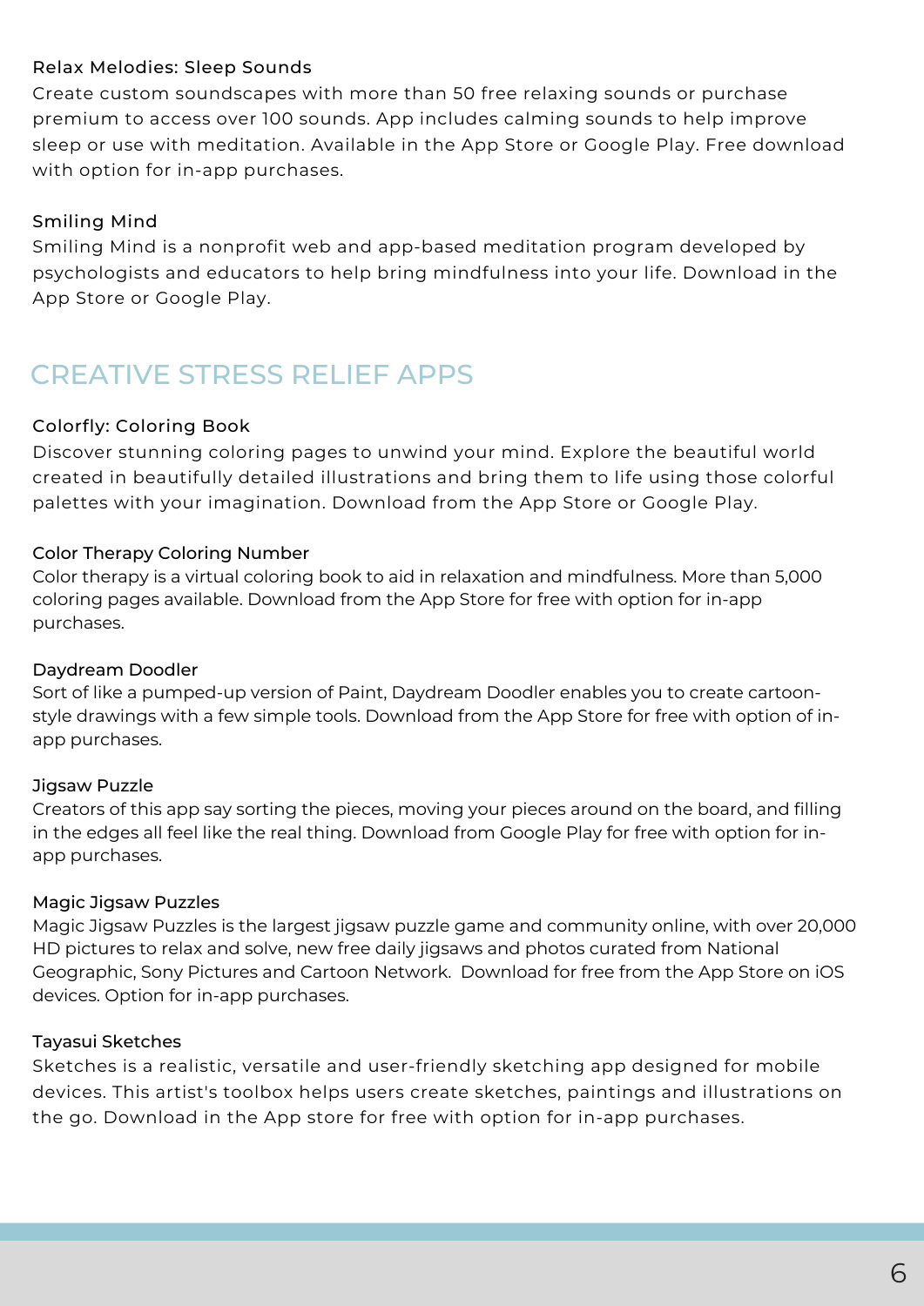### Relax Melodies: Sleep Sounds

Create custom soundscapes with more than 50 free relaxing sounds or purchase premium to access over 100 sounds. App includes calming sounds to help improve sleep or use with meditation. Available in the App Store or Google Play. Free download with option for in-app purchases.

### Smiling Mind

Smiling Mind is a nonprofit web and app-based meditation program developed by psychologists and educators to help bring mindfulness into your life. Download in the App Store or Google Play.

## CREATIVE STRESS RELIEF APPS

### Colorfly: Coloring Book

Discover stunning coloring pages to unwind your mind. Explore the beautiful world created in beautifully detailed illustrations and bring them to life using those colorful palettes with your imagination. Download from the App Store or Google Play.

### Color Therapy Coloring Number

Color therapy is a virtual coloring book to aid in relaxation and mindfulness. More than 5,000 coloring pages available. Download from the App Store for free with option for in-app purchases.

### Daydream Doodler

Sort of like a pumped-up version of Paint, Daydream Doodler enables you to create cartoon-style drawings with a few simple tools. Download from the App Store for free with option of in-app purchases.

### Jigsaw Puzzle

Creators of this app say sorting the pieces, moving your pieces around on the board, and filling in the edges all feel like the real thing. Download from Google Play for free with option for in-app purchases.

### Magic Jigsaw Puzzles

Magic Jigsaw Puzzles is the largest jigsaw puzzle game and community online, with over 20,000 HD pictures to relax and solve, new free daily jigsaws and photos curated from National Geographic, Sony Pictures and Cartoon Network. Download for free from the App Store on iOS devices. Option for in-app purchases.

### Tayasui Sketches

Sketches is a realistic, versatile and user-friendly sketching app designed for mobile devices. This artist's toolbox helps users create sketches, paintings and illustrations on the go. Download in the App store for free with option for in-app purchases.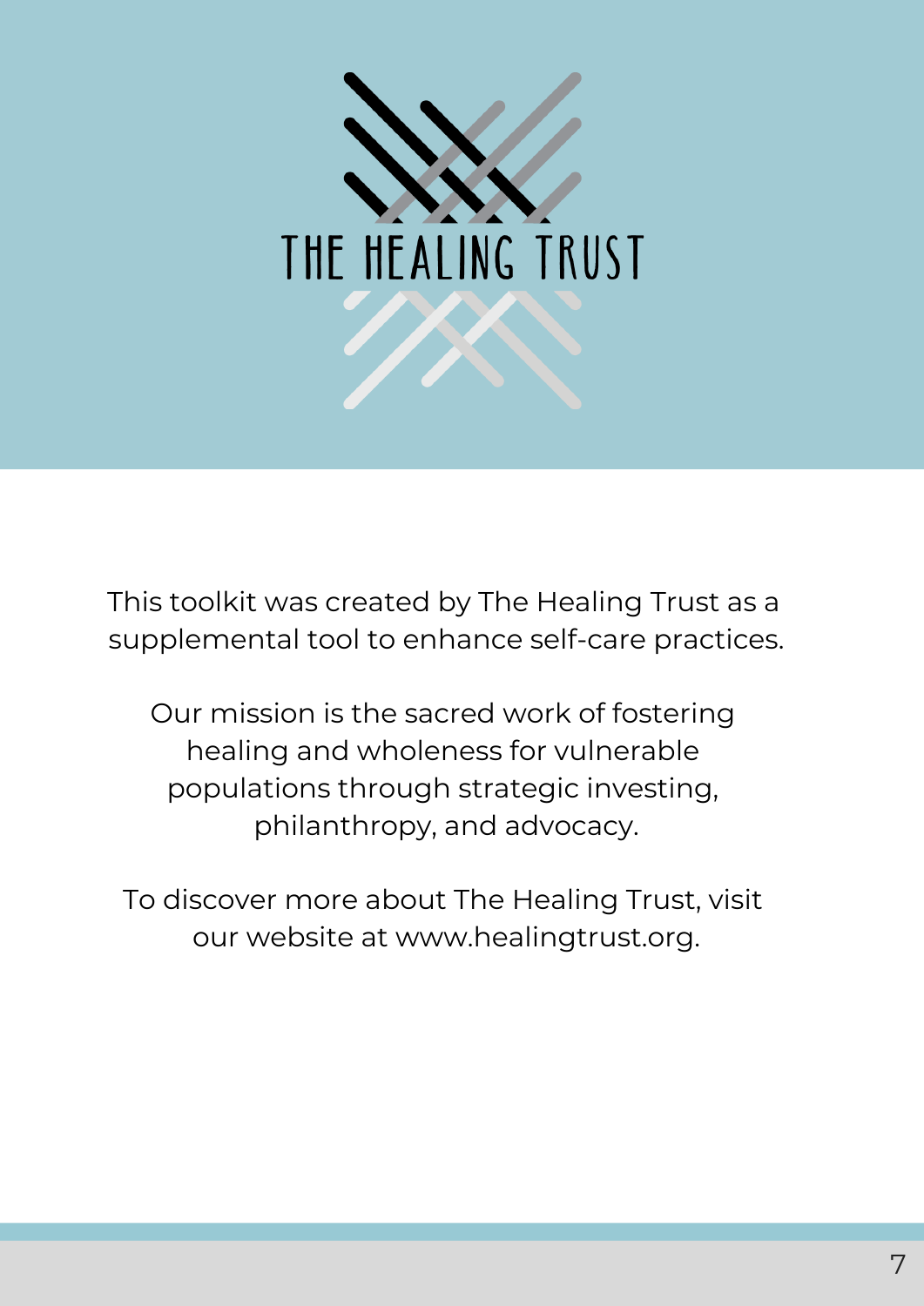THE HEALING TRUST

This toolkit was created by The Healing Trust as a supplemental tool to enhance self-care practices.

Our mission is the sacred work of fostering healing and wholeness for vulnerable populations through strategic investing, philanthropy, and advocacy.

To discover more about The Healing Trust, visit our website at www.healingtrust.org.